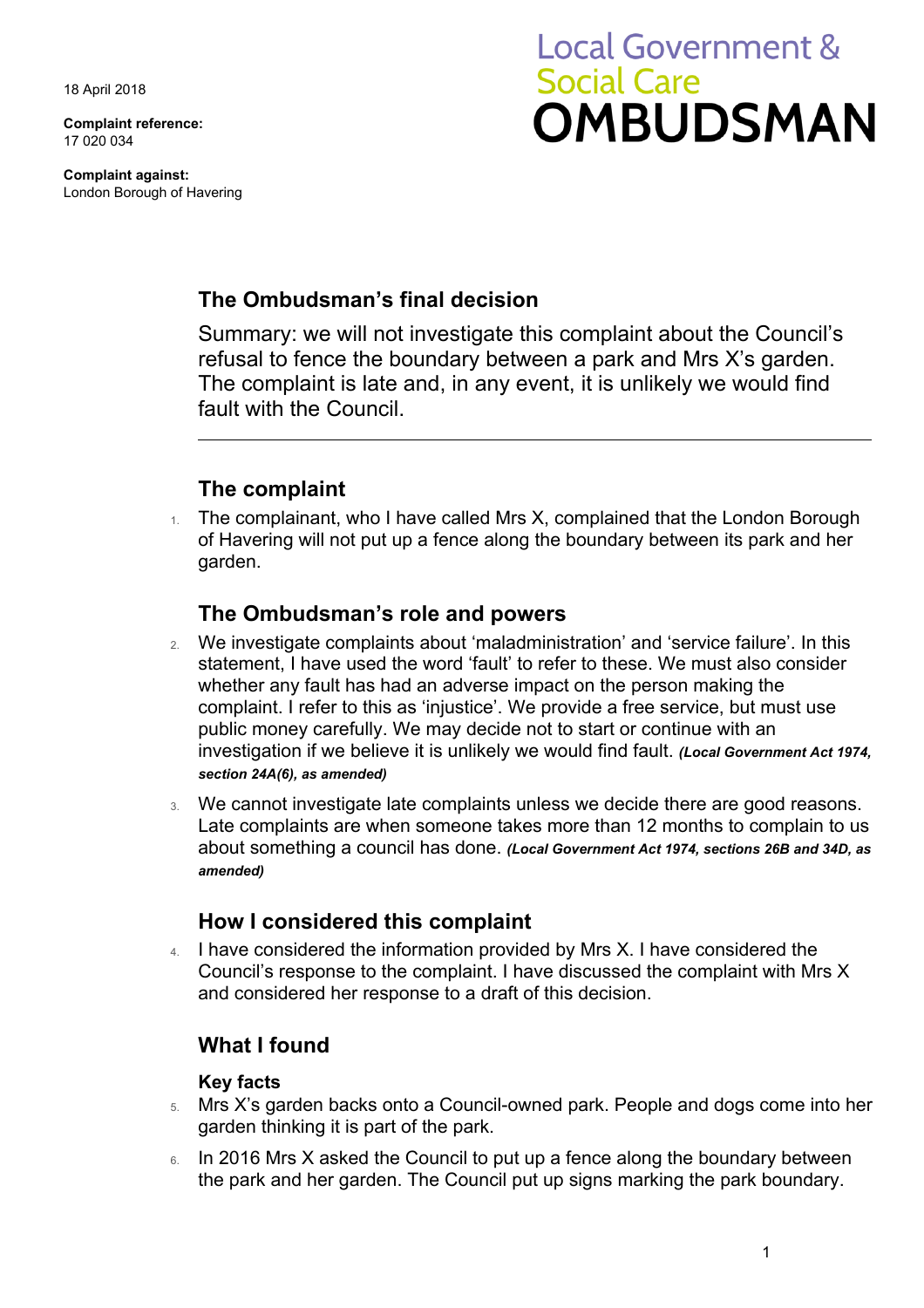18 April 2018

**Complaint reference:**
17 020 034

**Complaint against:**
London Borough of Havering

# Local Government & Social Care OMBUDSMAN

## The Ombudsman's final decision

Summary: we will not investigate this complaint about the Council's refusal to fence the boundary between a park and Mrs X's garden. The complaint is late and, in any event, it is unlikely we would find fault with the Council.

## The complaint

1. The complainant, who I have called Mrs X, complained that the London Borough of Havering will not put up a fence along the boundary between its park and her garden.

## The Ombudsman's role and powers

2. We investigate complaints about 'maladministration' and 'service failure'. In this statement, I have used the word 'fault' to refer to these. We must also consider whether any fault has had an adverse impact on the person making the complaint. I refer to this as 'injustice'. We provide a free service, but must use public money carefully. We may decide not to start or continue with an investigation if we believe it is unlikely we would find fault. ***(Local Government Act 1974, section 24A(6), as amended)***

3. We cannot investigate late complaints unless we decide there are good reasons. Late complaints are when someone takes more than 12 months to complain to us about something a council has done. ***(Local Government Act 1974, sections 26B and 34D, as amended)***

## How I considered this complaint

4. I have considered the information provided by Mrs X. I have considered the Council's response to the complaint. I have discussed the complaint with Mrs X and considered her response to a draft of this decision.

## What I found

### Key facts

5. Mrs X's garden backs onto a Council-owned park. People and dogs come into her garden thinking it is part of the park.

6. In 2016 Mrs X asked the Council to put up a fence along the boundary between the park and her garden. The Council put up signs marking the park boundary.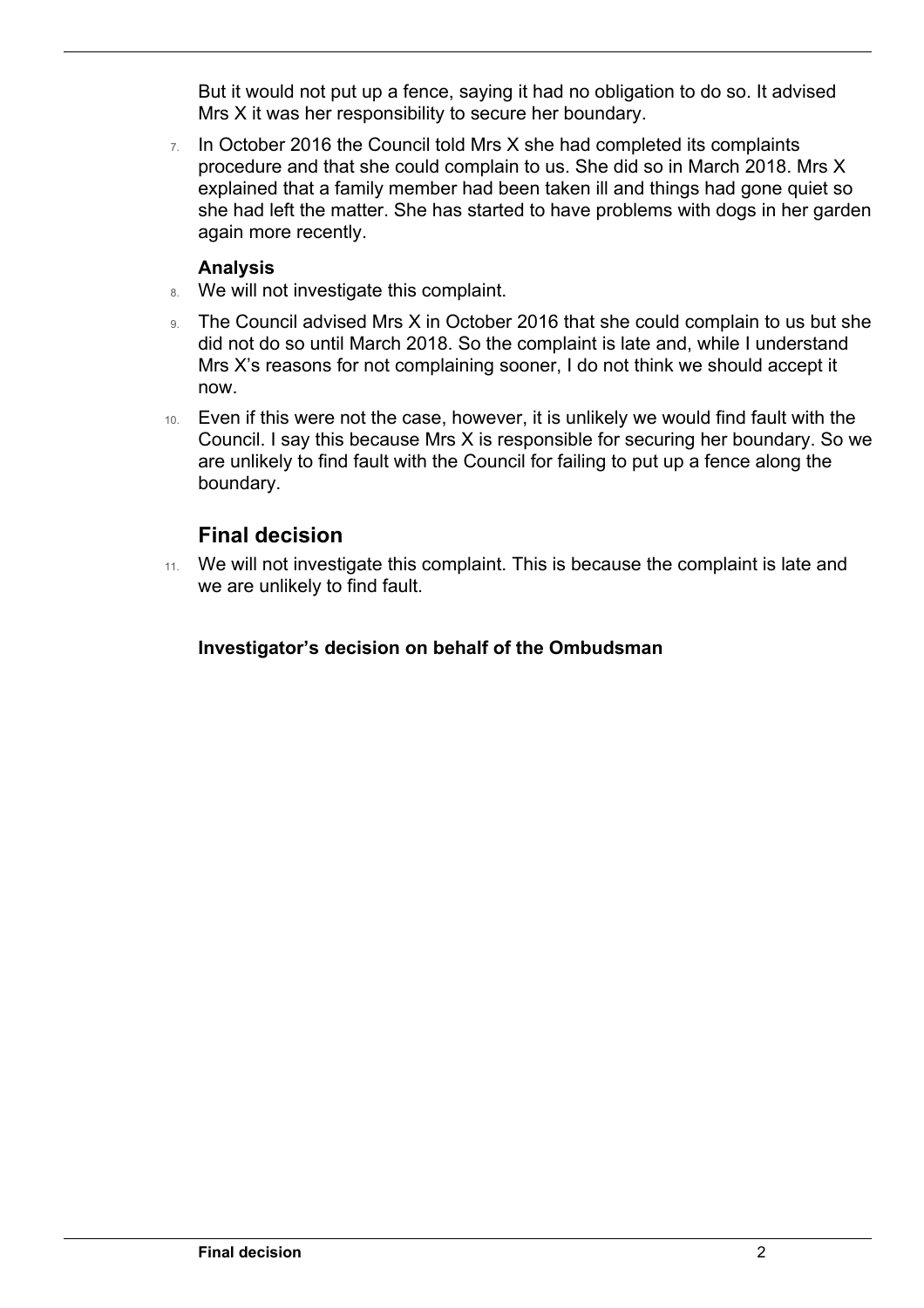But it would not put up a fence, saying it had no obligation to do so. It advised Mrs X it was her responsibility to secure her boundary.

7. In October 2016 the Council told Mrs X she had completed its complaints procedure and that she could complain to us. She did so in March 2018. Mrs X explained that a family member had been taken ill and things had gone quiet so she had left the matter. She has started to have problems with dogs in her garden again more recently.

### Analysis

8. We will not investigate this complaint.

9. The Council advised Mrs X in October 2016 that she could complain to us but she did not do so until March 2018. So the complaint is late and, while I understand Mrs X's reasons for not complaining sooner, I do not think we should accept it now.

10. Even if this were not the case, however, it is unlikely we would find fault with the Council. I say this because Mrs X is responsible for securing her boundary. So we are unlikely to find fault with the Council for failing to put up a fence along the boundary.

## Final decision

11. We will not investigate this complaint. This is because the complaint is late and we are unlikely to find fault.

**Investigator's decision on behalf of the Ombudsman**